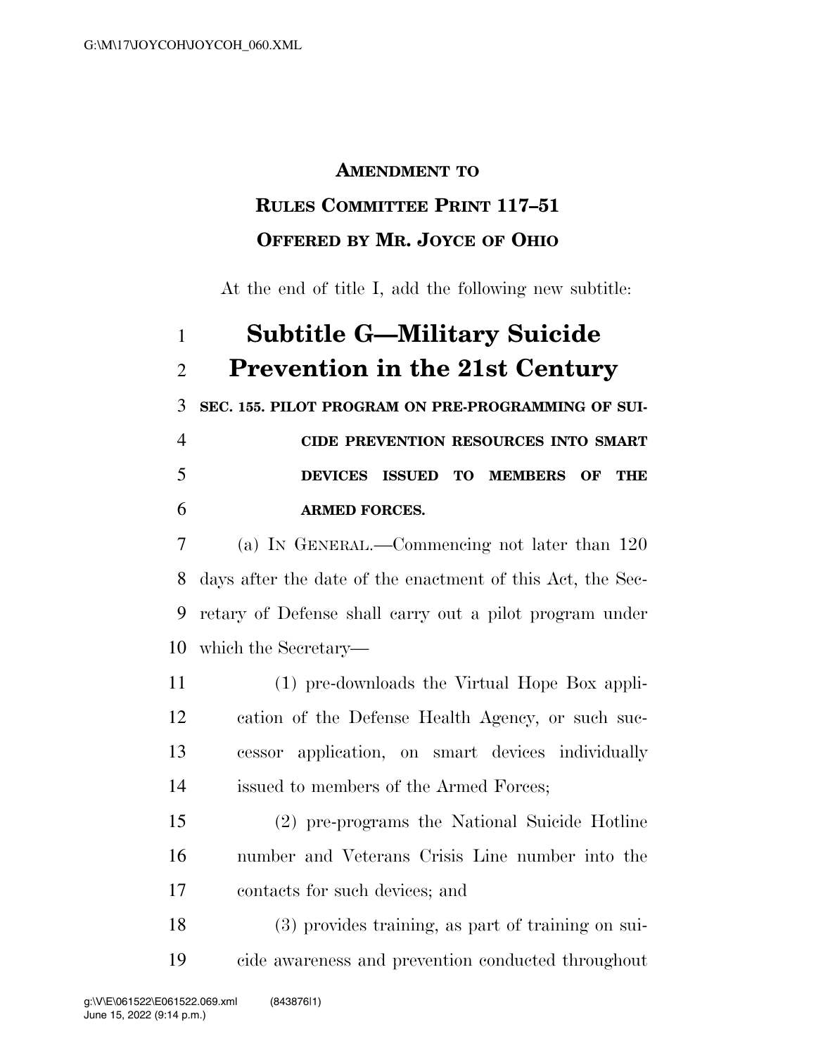**AMENDMENT TO**

**RULES COMMITTEE PRINT 117–51**

**OFFERED BY MR. JOYCE OF OHIO**

At the end of title I, add the following new subtitle:

# Subtitle G—Military Suicide Prevention in the 21st Century

**SEC. 155. PILOT PROGRAM ON PRE-PROGRAMMING OF SUICIDE PREVENTION RESOURCES INTO SMART DEVICES ISSUED TO MEMBERS OF THE ARMED FORCES.**

(a) IN GENERAL.—Commencing not later than 120 days after the date of the enactment of this Act, the Secretary of Defense shall carry out a pilot program under which the Secretary—

(1) pre-downloads the Virtual Hope Box application of the Defense Health Agency, or such successor application, on smart devices individually issued to members of the Armed Forces;

(2) pre-programs the National Suicide Hotline number and Veterans Crisis Line number into the contacts for such devices; and

(3) provides training, as part of training on suicide awareness and prevention conducted throughout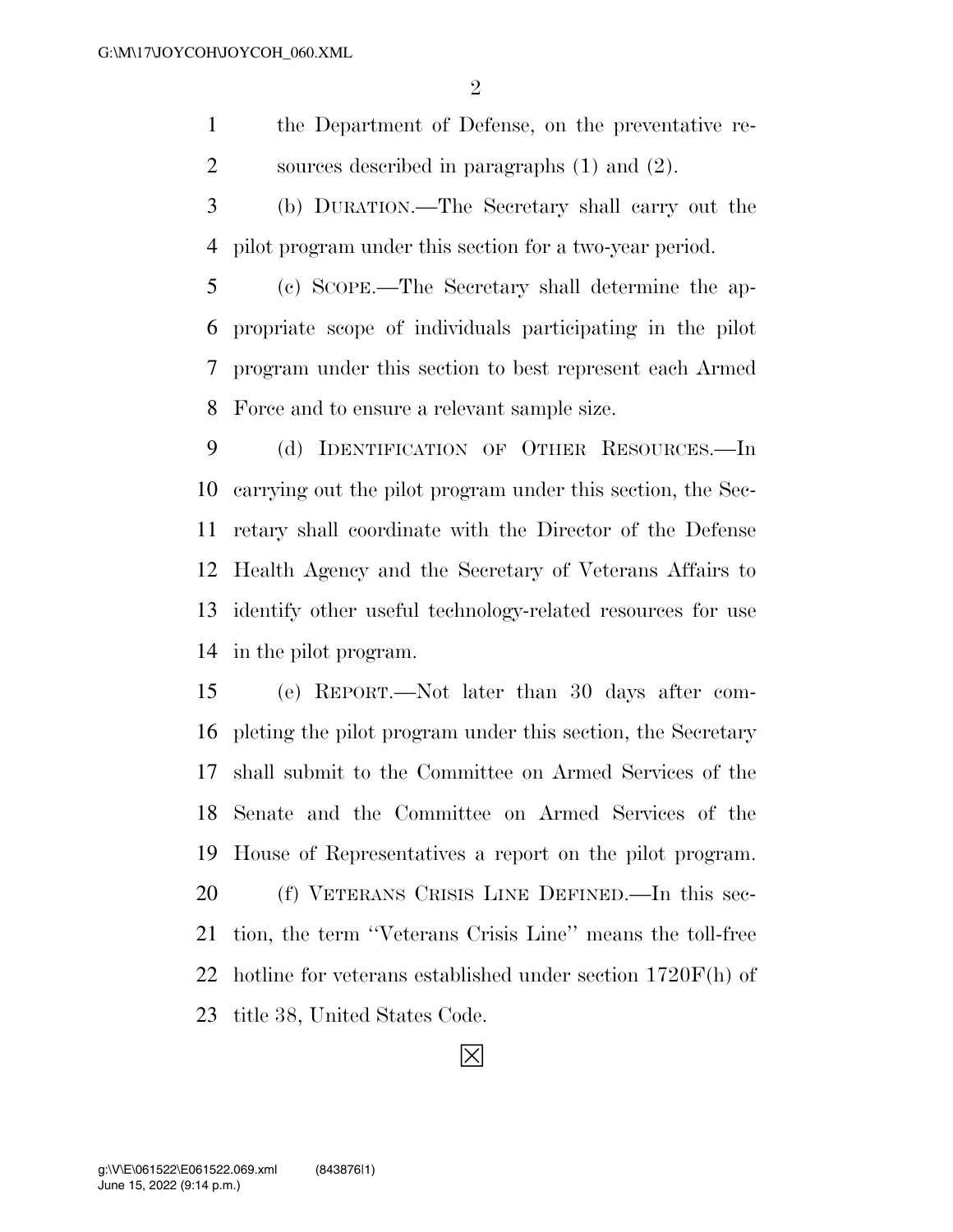the Department of Defense, on the preventative resources described in paragraphs (1) and (2).

(b) DURATION.—The Secretary shall carry out the pilot program under this section for a two-year period.

(c) SCOPE.—The Secretary shall determine the appropriate scope of individuals participating in the pilot program under this section to best represent each Armed Force and to ensure a relevant sample size.

(d) IDENTIFICATION OF OTHER RESOURCES.—In carrying out the pilot program under this section, the Secretary shall coordinate with the Director of the Defense Health Agency and the Secretary of Veterans Affairs to identify other useful technology-related resources for use in the pilot program.

(e) REPORT.—Not later than 30 days after completing the pilot program under this section, the Secretary shall submit to the Committee on Armed Services of the Senate and the Committee on Armed Services of the House of Representatives a report on the pilot program.

(f) VETERANS CRISIS LINE DEFINED.—In this section, the term ''Veterans Crisis Line'' means the toll-free hotline for veterans established under section 1720F(h) of title 38, United States Code.